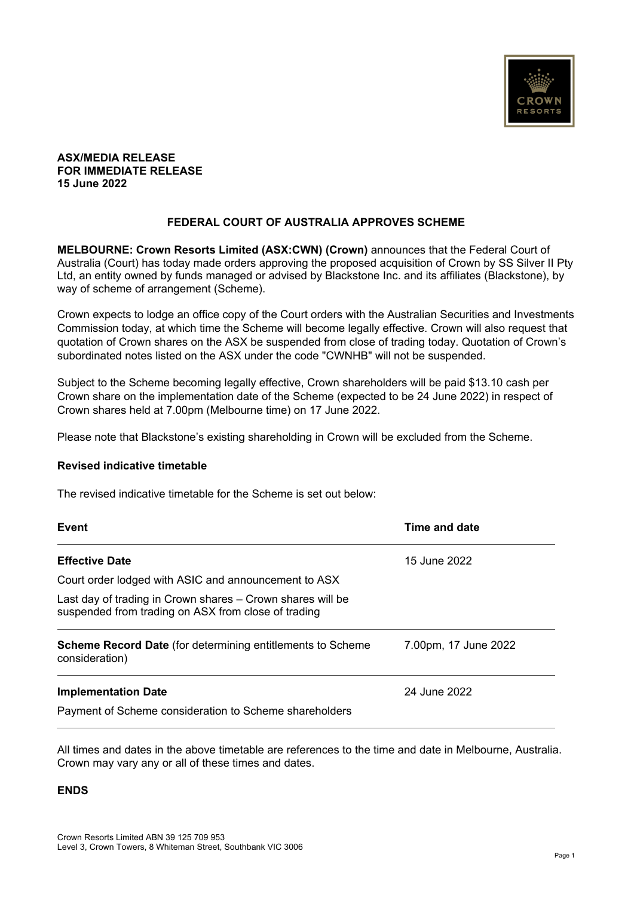**ASX/MEDIA RELEASE**
**FOR IMMEDIATE RELEASE**
**15 June 2022**

## FEDERAL COURT OF AUSTRALIA APPROVES SCHEME

**MELBOURNE: Crown Resorts Limited (ASX:CWN) (Crown)** announces that the Federal Court of Australia (Court) has today made orders approving the proposed acquisition of Crown by SS Silver II Pty Ltd, an entity owned by funds managed or advised by Blackstone Inc. and its affiliates (Blackstone), by way of scheme of arrangement (Scheme).

Crown expects to lodge an office copy of the Court orders with the Australian Securities and Investments Commission today, at which time the Scheme will become legally effective. Crown will also request that quotation of Crown shares on the ASX be suspended from close of trading today. Quotation of Crown's subordinated notes listed on the ASX under the code "CWNHB" will not be suspended.

Subject to the Scheme becoming legally effective, Crown shareholders will be paid $13.10 cash per Crown share on the implementation date of the Scheme (expected to be 24 June 2022) in respect of Crown shares held at 7.00pm (Melbourne time) on 17 June 2022.

Please note that Blackstone's existing shareholding in Crown will be excluded from the Scheme.

### Revised indicative timetable

The revised indicative timetable for the Scheme is set out below:

| Event | Time and date |
|---|---|
| **Effective Date**<br>Court order lodged with ASIC and announcement to ASX<br>Last day of trading in Crown shares – Crown shares will be suspended from trading on ASX from close of trading | 15 June 2022 |
| **Scheme Record Date** (for determining entitlements to Scheme consideration) | 7.00pm, 17 June 2022 |
| **Implementation Date**<br>Payment of Scheme consideration to Scheme shareholders | 24 June 2022 |

All times and dates in the above timetable are references to the time and date in Melbourne, Australia. Crown may vary any or all of these times and dates.

**ENDS**

Crown Resorts Limited ABN 39 125 709 953
Level 3, Crown Towers, 8 Whiteman Street, Southbank VIC 3006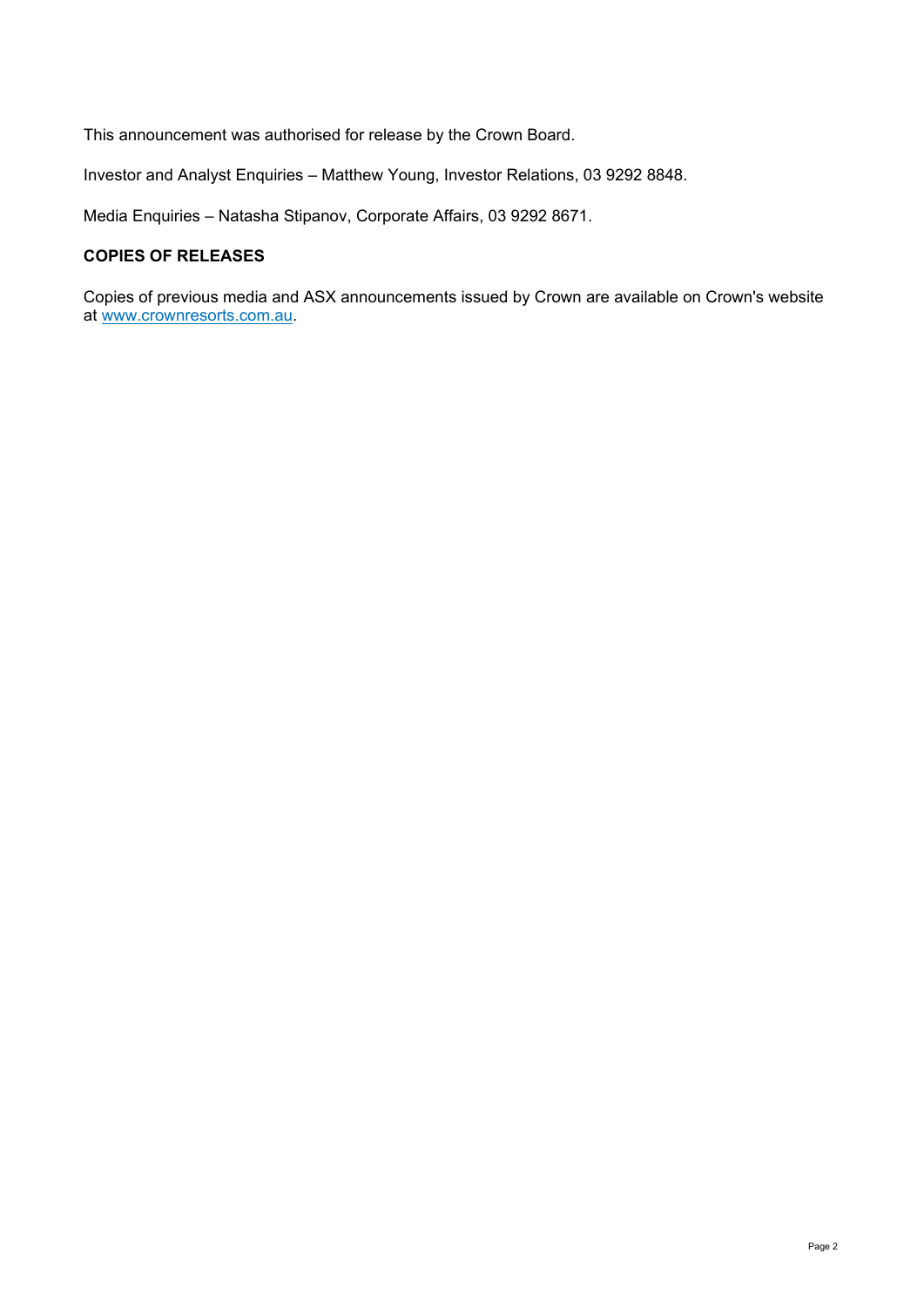This announcement was authorised for release by the Crown Board.

Investor and Analyst Enquiries – Matthew Young, Investor Relations, 03 9292 8848.

Media Enquiries – Natasha Stipanov, Corporate Affairs, 03 9292 8671.

**COPIES OF RELEASES**

Copies of previous media and ASX announcements issued by Crown are available on Crown's website at www.crownresorts.com.au.